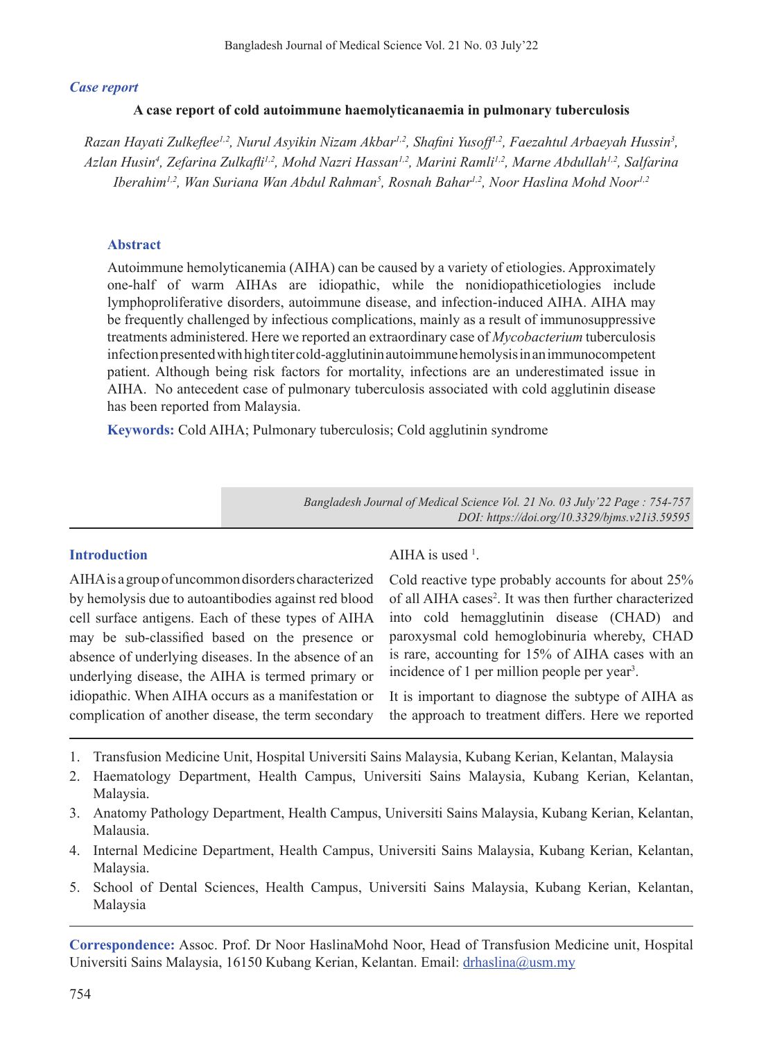*Case report*

# A case report of cold autoimmune haemolyticanaemia in pulmonary tuberculosis

*Razan Hayati Zulkeflee[1,2], Nurul Asyikin Nizam Akbar[1,2], Shafini Yusoff[1,2], Faezahtul Arbaeyah Hussin[3], Azlan Husin[4], Zefarina Zulkafli[1,2], Mohd Nazri Hassan[1,2], Marini Ramli[1,2], Marne Abdullah[1,2], Salfarina Iberahim[1,2], Wan Suriana Wan Abdul Rahman[5], Rosnah Bahar[1,2], Noor Haslina Mohd Noor[1,2]*

## Abstract

Autoimmune hemolyticanemia (AIHA) can be caused by a variety of etiologies. Approximately one-half of warm AIHAs are idiopathic, while the nonidiopathicetiologies include lymphoproliferative disorders, autoimmune disease, and infection-induced AIHA. AIHA may be frequently challenged by infectious complications, mainly as a result of immunosuppressive treatments administered. Here we reported an extraordinary case of *Mycobacterium* tuberculosis infection presented with high titer cold-agglutinin autoimmune hemolysis in an immunocompetent patient. Although being risk factors for mortality, infections are an underestimated issue in AIHA. No antecedent case of pulmonary tuberculosis associated with cold agglutinin disease has been reported from Malaysia.

**Keywords:** Cold AIHA; Pulmonary tuberculosis; Cold agglutinin syndrome

*DOI: https://doi.org/10.3329/bjms.v21i3.59595*

## Introduction

AIHA is a group of uncommon disorders characterized by hemolysis due to autoantibodies against red blood cell surface antigens. Each of these types of AIHA may be sub-classified based on the presence or absence of underlying diseases. In the absence of an underlying disease, the AIHA is termed primary or idiopathic. When AIHA occurs as a manifestation or complication of another disease, the term secondary AIHA is used [1].

Cold reactive type probably accounts for about 25% of all AIHA cases[2]. It was then further characterized into cold hemagglutinin disease (CHAD) and paroxysmal cold hemoglobinuria whereby, CHAD is rare, accounting for 15% of AIHA cases with an incidence of 1 per million people per year[3].

It is important to diagnose the subtype of AIHA as the approach to treatment differs. Here we reported

1. Transfusion Medicine Unit, Hospital Universiti Sains Malaysia, Kubang Kerian, Kelantan, Malaysia
2. Haematology Department, Health Campus, Universiti Sains Malaysia, Kubang Kerian, Kelantan, Malaysia.
3. Anatomy Pathology Department, Health Campus, Universiti Sains Malaysia, Kubang Kerian, Kelantan, Malausia.
4. Internal Medicine Department, Health Campus, Universiti Sains Malaysia, Kubang Kerian, Kelantan, Malaysia.
5. School of Dental Sciences, Health Campus, Universiti Sains Malaysia, Kubang Kerian, Kelantan, Malaysia

**Correspondence:** Assoc. Prof. Dr Noor HaslinaMohd Noor, Head of Transfusion Medicine unit, Hospital Universiti Sains Malaysia, 16150 Kubang Kerian, Kelantan. Email: drhaslina@usm.my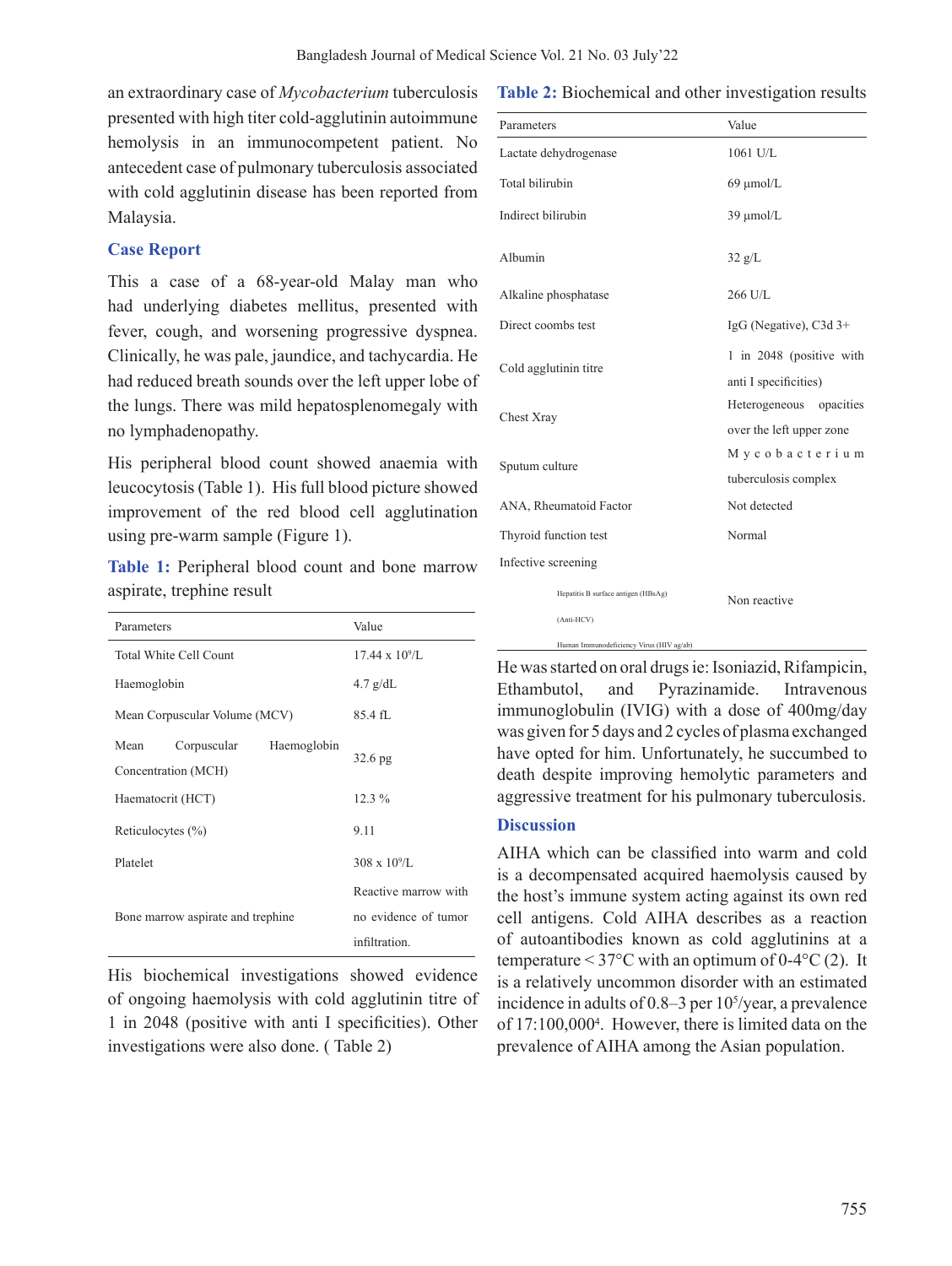an extraordinary case of *Mycobacterium* tuberculosis presented with high titer cold-agglutinin autoimmune hemolysis in an immunocompetent patient. No antecedent case of pulmonary tuberculosis associated with cold agglutinin disease has been reported from Malaysia.

## Case Report

This a case of a 68-year-old Malay man who had underlying diabetes mellitus, presented with fever, cough, and worsening progressive dyspnea. Clinically, he was pale, jaundice, and tachycardia. He had reduced breath sounds over the left upper lobe of the lungs. There was mild hepatosplenomegaly with no lymphadenopathy.

His peripheral blood count showed anaemia with leucocytosis (Table 1). His full blood picture showed improvement of the red blood cell agglutination using pre-warm sample (Figure 1).

**Table 1:** Peripheral blood count and bone marrow aspirate, trephine result

| Parameters | Value |
|---|---|
| Total White Cell Count | 17.44 x $10^9$/L |
| Haemoglobin | 4.7 g/dL |
| Mean Corpuscular Volume (MCV) | 85.4 fL |
| Mean Corpuscular Haemoglobin Concentration (MCH) | 32.6 pg |
| Haematocrit (HCT) | 12.3 % |
| Reticulocytes (%) | 9.11 |
| Platelet | 308 x $10^9$/L |
| Bone marrow aspirate and trephine | Reactive marrow with no evidence of tumor infiltration. |

His biochemical investigations showed evidence of ongoing haemolysis with cold agglutinin titre of 1 in 2048 (positive with anti I specificities). Other investigations were also done. ( Table 2)

**Table 2:** Biochemical and other investigation results

| Parameters | Value |
|---|---|
| Lactate dehydrogenase | 1061 U/L |
| Total bilirubin | 69 µmol/L |
| Indirect bilirubin | 39 µmol/L |
| Albumin | 32 g/L |
| Alkaline phosphatase | 266 U/L |
| Direct coombs test | IgG (Negative), C3d 3+ |
| Cold agglutinin titre | 1 in 2048 (positive with anti I specificities) |
| Chest Xray | Heterogeneous opacities over the left upper zone |
| Sputum culture | Mycobacterium tuberculosis complex |
| ANA, Rheumatoid Factor | Not detected |
| Thyroid function test | Normal |
| Infective screening | |
| Hepatitis B surface antigen (HBsAg) (Anti-HCV) Human Immunodeficiency Virus (HIV ag/ab) | Non reactive |

He was started on oral drugs ie: Isoniazid, Rifampicin, Ethambutol, and Pyrazinamide. Intravenous immunoglobulin (IVIG) with a dose of 400mg/day was given for 5 days and 2 cycles of plasma exchanged have opted for him. Unfortunately, he succumbed to death despite improving hemolytic parameters and aggressive treatment for his pulmonary tuberculosis.

## Discussion

AIHA which can be classified into warm and cold is a decompensated acquired haemolysis caused by the host's immune system acting against its own red cell antigens. Cold AIHA describes as a reaction of autoantibodies known as cold agglutinins at a temperature < 37°C with an optimum of 0-4°C (2). It is a relatively uncommon disorder with an estimated incidence in adults of 0.8–3 per $10^5$/year, a prevalence of 17:100,000[4]. However, there is limited data on the prevalence of AIHA among the Asian population.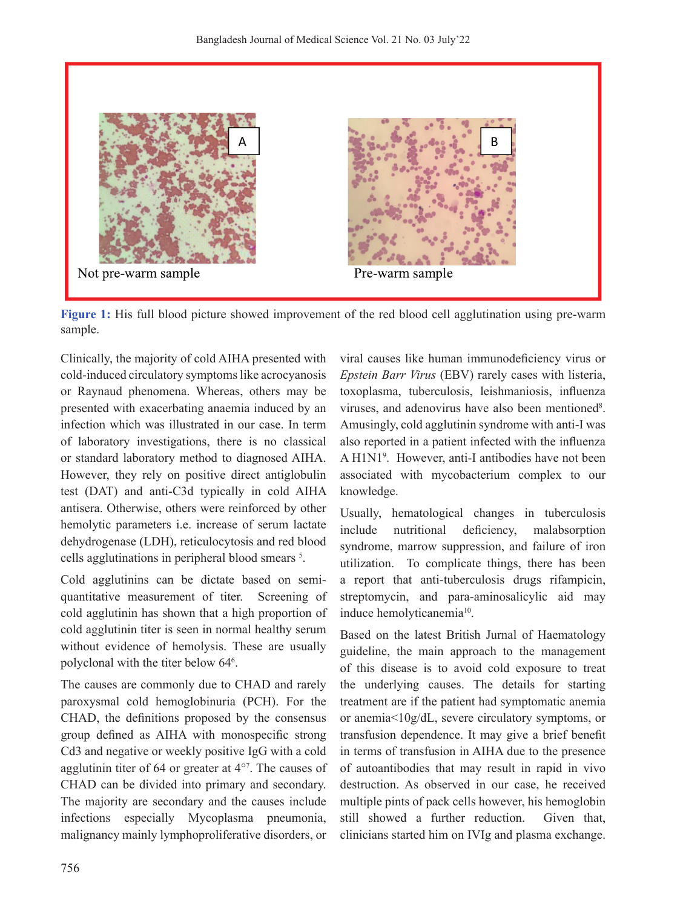Not pre-warm sample

Pre-warm sample

**Figure 1:** His full blood picture showed improvement of the red blood cell agglutination using pre-warm sample.

Clinically, the majority of cold AIHA presented with cold-induced circulatory symptoms like acrocyanosis or Raynaud phenomena. Whereas, others may be presented with exacerbating anaemia induced by an infection which was illustrated in our case. In term of laboratory investigations, there is no classical or standard laboratory method to diagnosed AIHA. However, they rely on positive direct antiglobulin test (DAT) and anti-C3d typically in cold AIHA antisera. Otherwise, others were reinforced by other hemolytic parameters i.e. increase of serum lactate dehydrogenase (LDH), reticulocytosis and red blood cells agglutinations in peripheral blood smears [5].

Cold agglutinins can be dictate based on semi-quantitative measurement of titer. Screening of cold agglutinin has shown that a high proportion of cold agglutinin titer is seen in normal healthy serum without evidence of hemolysis. These are usually polyclonal with the titer below 64[6].

The causes are commonly due to CHAD and rarely paroxysmal cold hemoglobinuria (PCH). For the CHAD, the definitions proposed by the consensus group defined as AIHA with monospecific strong Cd3 and negative or weekly positive IgG with a cold agglutinin titer of 64 or greater at 4°[7]. The causes of CHAD can be divided into primary and secondary. The majority are secondary and the causes include infections especially Mycoplasma pneumonia, malignancy mainly lymphoproliferative disorders, or viral causes like human immunodeficiency virus or *Epstein Barr Virus* (EBV) rarely cases with listeria, toxoplasma, tuberculosis, leishmaniosis, influenza viruses, and adenovirus have also been mentioned[8]. Amusingly, cold agglutinin syndrome with anti-I was also reported in a patient infected with the influenza A H1N1[9]. However, anti-I antibodies have not been associated with mycobacterium complex to our knowledge.

Usually, hematological changes in tuberculosis include nutritional deficiency, malabsorption syndrome, marrow suppression, and failure of iron utilization. To complicate things, there has been a report that anti-tuberculosis drugs rifampicin, streptomycin, and para-aminosalicylic aid may induce hemolyticanemia[10].

Based on the latest British Jurnal of Haematology guideline, the main approach to the management of this disease is to avoid cold exposure to treat the underlying causes. The details for starting treatment are if the patient had symptomatic anemia or anemia<10g/dL, severe circulatory symptoms, or transfusion dependence. It may give a brief benefit in terms of transfusion in AIHA due to the presence of autoantibodies that may result in rapid in vivo destruction. As observed in our case, he received multiple pints of pack cells however, his hemoglobin still showed a further reduction. Given that, clinicians started him on IVIg and plasma exchange.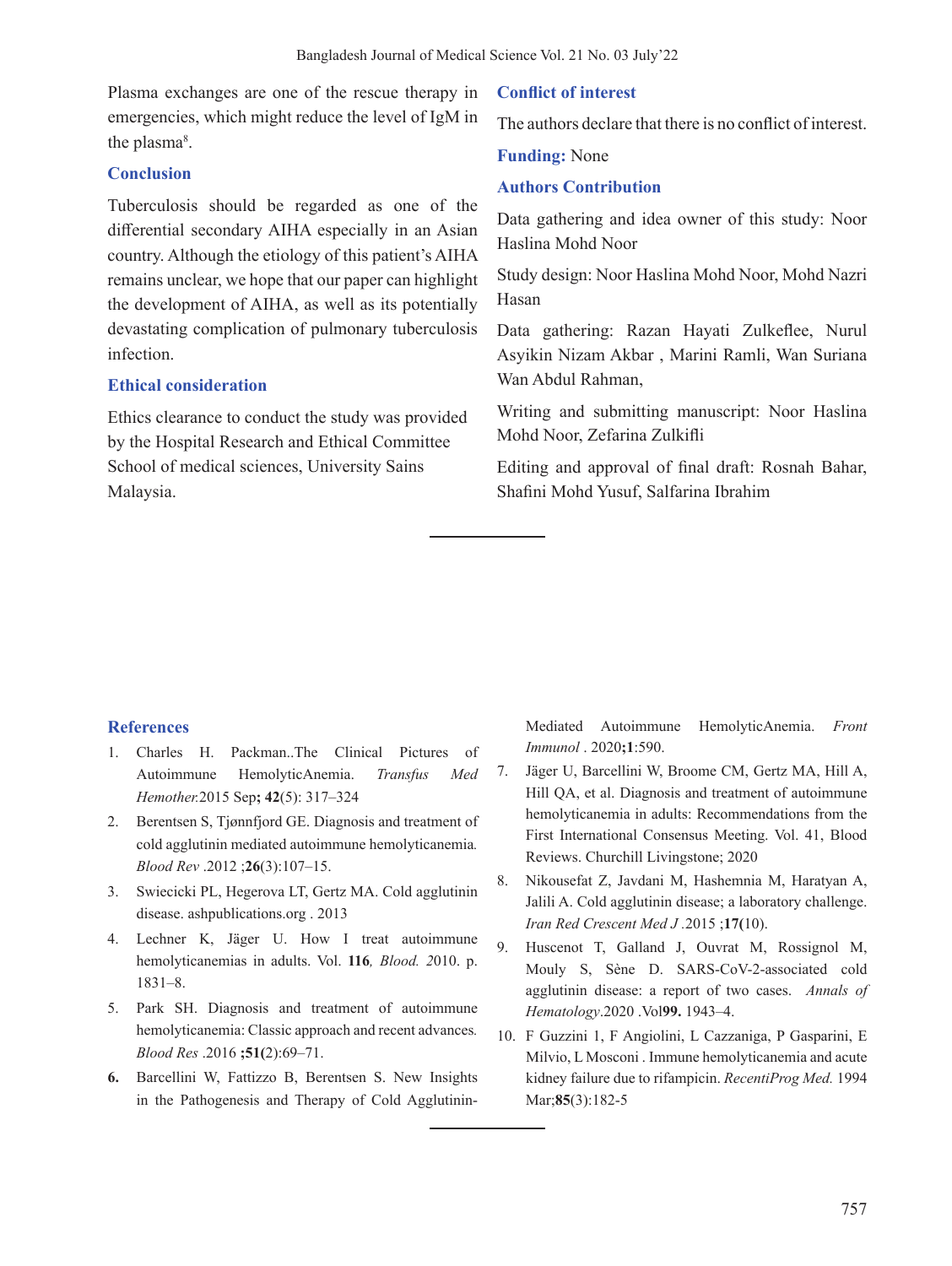Plasma exchanges are one of the rescue therapy in emergencies, which might reduce the level of IgM in the plasma[8].

## Conclusion

Tuberculosis should be regarded as one of the differential secondary AIHA especially in an Asian country. Although the etiology of this patient's AIHA remains unclear, we hope that our paper can highlight the development of AIHA, as well as its potentially devastating complication of pulmonary tuberculosis infection.

## Ethical consideration

Ethics clearance to conduct the study was provided by the Hospital Research and Ethical Committee School of medical sciences, University Sains Malaysia.

## Conflict of interest

The authors declare that there is no conflict of interest.

**Funding:** None

## Authors Contribution

Data gathering and idea owner of this study: Noor Haslina Mohd Noor

Study design: Noor Haslina Mohd Noor, Mohd Nazri Hasan

Data gathering: Razan Hayati Zulkeflee, Nurul Asyikin Nizam Akbar , Marini Ramli, Wan Suriana Wan Abdul Rahman,

Writing and submitting manuscript: Noor Haslina Mohd Noor, Zefarina Zulkifli

Editing and approval of final draft: Rosnah Bahar, Shafini Mohd Yusuf, Salfarina Ibrahim

## References

1. Charles H. Packman..The Clinical Pictures of Autoimmune HemolyticAnemia. *Transfus Med Hemother.*2015 Sep**; 42**(5): 317–324
2. Berentsen S, Tjønnfjord GE. Diagnosis and treatment of cold agglutinin mediated autoimmune hemolyticanemia*. Blood Rev* .2012 ;**26**(3):107–15.
3. Swiecicki PL, Hegerova LT, Gertz MA. Cold agglutinin disease. ashpublications.org . 2013
4. Lechner K, Jäger U. How I treat autoimmune hemolyticanemias in adults. Vol. **116***, Blood. 2*010. p. 1831–8.
5. Park SH. Diagnosis and treatment of autoimmune hemolyticanemia: Classic approach and recent advances*. Blood Res* .2016 **;51(**2):69–71.
6. Barcellini W, Fattizzo B, Berentsen S. New Insights in the Pathogenesis and Therapy of Cold Agglutinin-Mediated Autoimmune HemolyticAnemia. *Front Immunol* . 2020**;1**:590.
7. Jäger U, Barcellini W, Broome CM, Gertz MA, Hill A, Hill QA, et al. Diagnosis and treatment of autoimmune hemolyticanemia in adults: Recommendations from the First International Consensus Meeting. Vol. 41, Blood Reviews. Churchill Livingstone; 2020
8. Nikousefat Z, Javdani M, Hashemnia M, Haratyan A, Jalili A. Cold agglutinin disease; a laboratory challenge. *Iran Red Crescent Med J .*2015 ;**17(**10).
9. Huscenot T, Galland J, Ouvrat M, Rossignol M, Mouly S, Sène D. SARS-CoV-2-associated cold agglutinin disease: a report of two cases. *Annals of Hematology*.2020 .Vol**99.** 1943–4.
10. F Guzzini 1, F Angiolini, L Cazzaniga, P Gasparini, E Milvio, L Mosconi . Immune hemolyticanemia and acute kidney failure due to rifampicin. *RecentiProg Med.* 1994 Mar;**85**(3):182-5